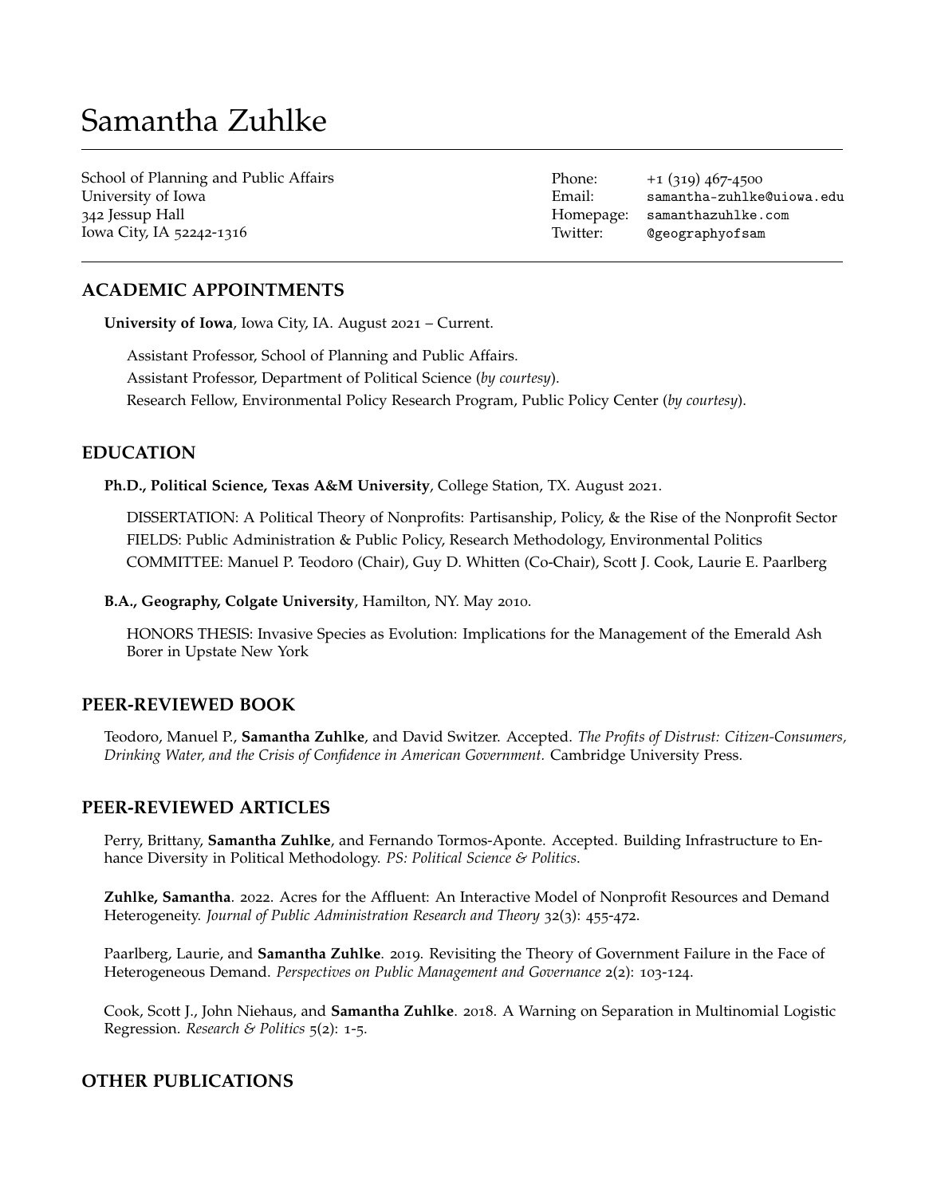# Samantha Zuhlke

School of Planning and Public Affairs
University of Iowa
342 Jessup Hall
Iowa City, IA 52242-1316

Phone: +1 (319) 467-4500
Email: samantha-zuhlke@uiowa.edu
Homepage: samanthazuhlke.com
Twitter: @geographyofsam

## ACADEMIC APPOINTMENTS

**University of Iowa**, Iowa City, IA. August 2021 – Current.

Assistant Professor, School of Planning and Public Affairs.
Assistant Professor, Department of Political Science (*by courtesy*).
Research Fellow, Environmental Policy Research Program, Public Policy Center (*by courtesy*).

## EDUCATION

**Ph.D., Political Science, Texas A&M University**, College Station, TX. August 2021.

DISSERTATION: A Political Theory of Nonprofits: Partisanship, Policy, & the Rise of the Nonprofit Sector
FIELDS: Public Administration & Public Policy, Research Methodology, Environmental Politics
COMMITTEE: Manuel P. Teodoro (Chair), Guy D. Whitten (Co-Chair), Scott J. Cook, Laurie E. Paarlberg

**B.A., Geography, Colgate University**, Hamilton, NY. May 2010.

HONORS THESIS: Invasive Species as Evolution: Implications for the Management of the Emerald Ash Borer in Upstate New York

## PEER-REVIEWED BOOK

Teodoro, Manuel P., **Samantha Zuhlke**, and David Switzer. Accepted. *The Profits of Distrust: Citizen-Consumers, Drinking Water, and the Crisis of Confidence in American Government.* Cambridge University Press.

## PEER-REVIEWED ARTICLES

Perry, Brittany, **Samantha Zuhlke**, and Fernando Tormos-Aponte. Accepted. Building Infrastructure to Enhance Diversity in Political Methodology. *PS: Political Science & Politics*.

**Zuhlke, Samantha**. 2022. Acres for the Affluent: An Interactive Model of Nonprofit Resources and Demand Heterogeneity. *Journal of Public Administration Research and Theory* 32(3): 455-472.

Paarlberg, Laurie, and **Samantha Zuhlke**. 2019. Revisiting the Theory of Government Failure in the Face of Heterogeneous Demand. *Perspectives on Public Management and Governance* 2(2): 103-124.

Cook, Scott J., John Niehaus, and **Samantha Zuhlke**. 2018. A Warning on Separation in Multinomial Logistic Regression. *Research & Politics* 5(2): 1-5.

## OTHER PUBLICATIONS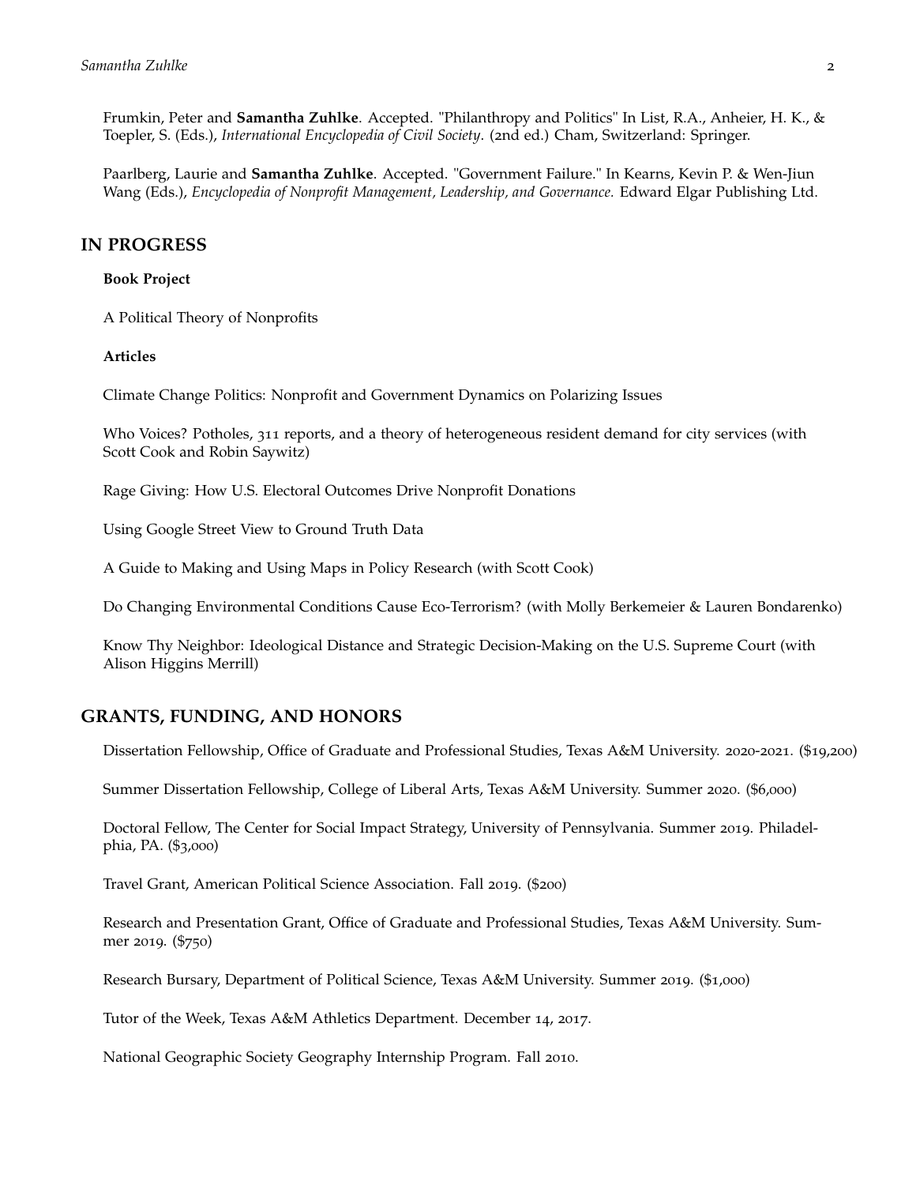Frumkin, Peter and **Samantha Zuhlke**. Accepted. "Philanthropy and Politics" In List, R.A., Anheier, H. K., & Toepler, S. (Eds.), *International Encyclopedia of Civil Society*. (2nd ed.) Cham, Switzerland: Springer.

Paarlberg, Laurie and **Samantha Zuhlke**. Accepted. "Government Failure." In Kearns, Kevin P. & Wen-Jiun Wang (Eds.), *Encyclopedia of Nonprofit Management, Leadership, and Governance.* Edward Elgar Publishing Ltd.

## IN PROGRESS

**Book Project**

A Political Theory of Nonprofits

**Articles**

Climate Change Politics: Nonprofit and Government Dynamics on Polarizing Issues

Who Voices? Potholes, 311 reports, and a theory of heterogeneous resident demand for city services (with Scott Cook and Robin Saywitz)

Rage Giving: How U.S. Electoral Outcomes Drive Nonprofit Donations

Using Google Street View to Ground Truth Data

A Guide to Making and Using Maps in Policy Research (with Scott Cook)

Do Changing Environmental Conditions Cause Eco-Terrorism? (with Molly Berkemeier & Lauren Bondarenko)

Know Thy Neighbor: Ideological Distance and Strategic Decision-Making on the U.S. Supreme Court (with Alison Higgins Merrill)

## GRANTS, FUNDING, AND HONORS

Dissertation Fellowship, Office of Graduate and Professional Studies, Texas A&M University. 2020-2021. ($19,200)

Summer Dissertation Fellowship, College of Liberal Arts, Texas A&M University. Summer 2020. ($6,000)

Doctoral Fellow, The Center for Social Impact Strategy, University of Pennsylvania. Summer 2019. Philadelphia, PA. ($3,000)

Travel Grant, American Political Science Association. Fall 2019. ($200)

Research and Presentation Grant, Office of Graduate and Professional Studies, Texas A&M University. Summer 2019. ($750)

Research Bursary, Department of Political Science, Texas A&M University. Summer 2019. ($1,000)

Tutor of the Week, Texas A&M Athletics Department. December 14, 2017.

National Geographic Society Geography Internship Program. Fall 2010.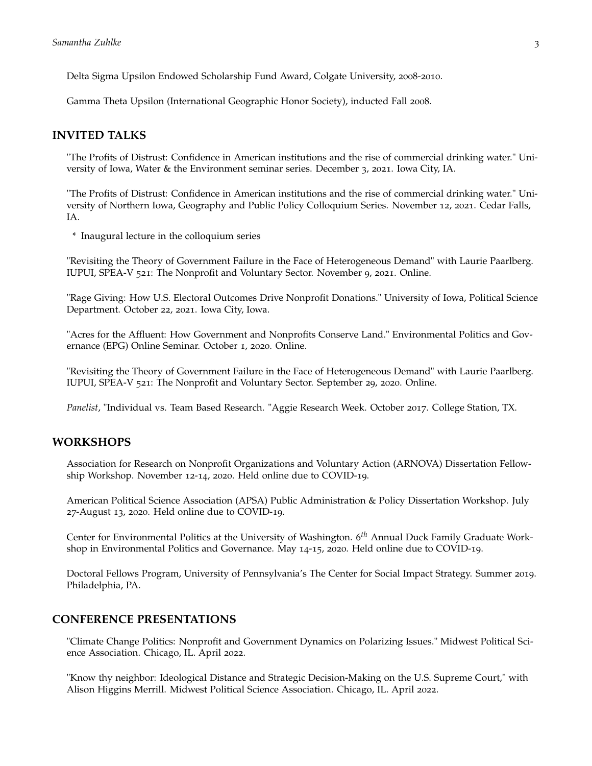Delta Sigma Upsilon Endowed Scholarship Fund Award, Colgate University, 2008-2010.

Gamma Theta Upsilon (International Geographic Honor Society), inducted Fall 2008.

## INVITED TALKS

"The Profits of Distrust: Confidence in American institutions and the rise of commercial drinking water." University of Iowa, Water & the Environment seminar series. December 3, 2021. Iowa City, IA.

"The Profits of Distrust: Confidence in American institutions and the rise of commercial drinking water." University of Northern Iowa, Geography and Public Policy Colloquium Series. November 12, 2021. Cedar Falls, IA.

* Inaugural lecture in the colloquium series

"Revisiting the Theory of Government Failure in the Face of Heterogeneous Demand" with Laurie Paarlberg. IUPUI, SPEA-V 521: The Nonprofit and Voluntary Sector. November 9, 2021. Online.

"Rage Giving: How U.S. Electoral Outcomes Drive Nonprofit Donations." University of Iowa, Political Science Department. October 22, 2021. Iowa City, Iowa.

"Acres for the Affluent: How Government and Nonprofits Conserve Land." Environmental Politics and Governance (EPG) Online Seminar. October 1, 2020. Online.

"Revisiting the Theory of Government Failure in the Face of Heterogeneous Demand" with Laurie Paarlberg. IUPUI, SPEA-V 521: The Nonprofit and Voluntary Sector. September 29, 2020. Online.

*Panelist*, "Individual vs. Team Based Research. "Aggie Research Week. October 2017. College Station, TX.

## WORKSHOPS

Association for Research on Nonprofit Organizations and Voluntary Action (ARNOVA) Dissertation Fellowship Workshop. November 12-14, 2020. Held online due to COVID-19.

American Political Science Association (APSA) Public Administration & Policy Dissertation Workshop. July 27-August 13, 2020. Held online due to COVID-19.

Center for Environmental Politics at the University of Washington. 6th Annual Duck Family Graduate Workshop in Environmental Politics and Governance. May 14-15, 2020. Held online due to COVID-19.

Doctoral Fellows Program, University of Pennsylvania's The Center for Social Impact Strategy. Summer 2019. Philadelphia, PA.

## CONFERENCE PRESENTATIONS

"Climate Change Politics: Nonprofit and Government Dynamics on Polarizing Issues." Midwest Political Science Association. Chicago, IL. April 2022.

"Know thy neighbor: Ideological Distance and Strategic Decision-Making on the U.S. Supreme Court," with Alison Higgins Merrill. Midwest Political Science Association. Chicago, IL. April 2022.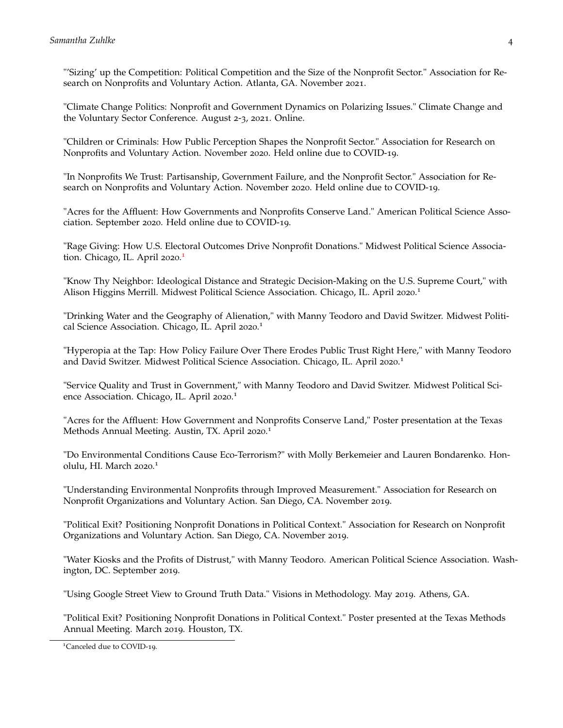"'Sizing' up the Competition: Political Competition and the Size of the Nonprofit Sector." Association for Research on Nonprofits and Voluntary Action. Atlanta, GA. November 2021.

"Climate Change Politics: Nonprofit and Government Dynamics on Polarizing Issues." Climate Change and the Voluntary Sector Conference. August 2-3, 2021. Online.

"Children or Criminals: How Public Perception Shapes the Nonprofit Sector." Association for Research on Nonprofits and Voluntary Action. November 2020. Held online due to COVID-19.

"In Nonprofits We Trust: Partisanship, Government Failure, and the Nonprofit Sector." Association for Research on Nonprofits and Voluntary Action. November 2020. Held online due to COVID-19.

"Acres for the Affluent: How Governments and Nonprofits Conserve Land." American Political Science Association. September 2020. Held online due to COVID-19.

"Rage Giving: How U.S. Electoral Outcomes Drive Nonprofit Donations." Midwest Political Science Association. Chicago, IL. April 2020.[1]

"Know Thy Neighbor: Ideological Distance and Strategic Decision-Making on the U.S. Supreme Court," with Alison Higgins Merrill. Midwest Political Science Association. Chicago, IL. April 2020.[1]

"Drinking Water and the Geography of Alienation," with Manny Teodoro and David Switzer. Midwest Political Science Association. Chicago, IL. April 2020.[1]

"Hyperopia at the Tap: How Policy Failure Over There Erodes Public Trust Right Here," with Manny Teodoro and David Switzer. Midwest Political Science Association. Chicago, IL. April 2020.[1]

"Service Quality and Trust in Government," with Manny Teodoro and David Switzer. Midwest Political Science Association. Chicago, IL. April 2020.[1]

"Acres for the Affluent: How Government and Nonprofits Conserve Land," Poster presentation at the Texas Methods Annual Meeting. Austin, TX. April 2020.[1]

"Do Environmental Conditions Cause Eco-Terrorism?" with Molly Berkemeier and Lauren Bondarenko. Honolulu, HI. March 2020.[1]

"Understanding Environmental Nonprofits through Improved Measurement." Association for Research on Nonprofit Organizations and Voluntary Action. San Diego, CA. November 2019.

"Political Exit? Positioning Nonprofit Donations in Political Context." Association for Research on Nonprofit Organizations and Voluntary Action. San Diego, CA. November 2019.

"Water Kiosks and the Profits of Distrust," with Manny Teodoro. American Political Science Association. Washington, DC. September 2019.

"Using Google Street View to Ground Truth Data." Visions in Methodology. May 2019. Athens, GA.

"Political Exit? Positioning Nonprofit Donations in Political Context." Poster presented at the Texas Methods Annual Meeting. March 2019. Houston, TX.

[1] Canceled due to COVID-19.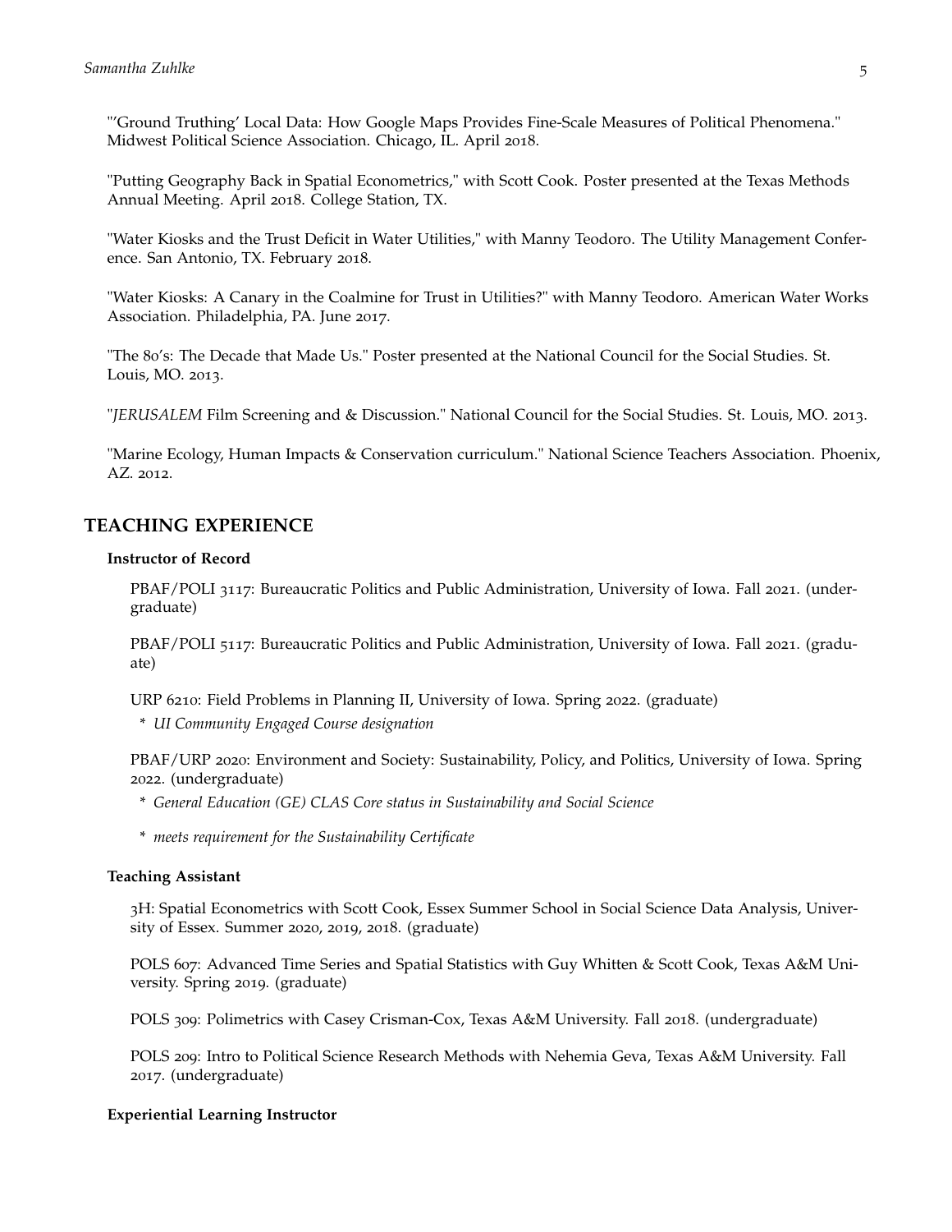"'Ground Truthing' Local Data: How Google Maps Provides Fine-Scale Measures of Political Phenomena." Midwest Political Science Association. Chicago, IL. April 2018.

"Putting Geography Back in Spatial Econometrics," with Scott Cook. Poster presented at the Texas Methods Annual Meeting. April 2018. College Station, TX.

"Water Kiosks and the Trust Deficit in Water Utilities," with Manny Teodoro. The Utility Management Conference. San Antonio, TX. February 2018.

"Water Kiosks: A Canary in the Coalmine for Trust in Utilities?" with Manny Teodoro. American Water Works Association. Philadelphia, PA. June 2017.

"The 80's: The Decade that Made Us." Poster presented at the National Council for the Social Studies. St. Louis, MO. 2013.

"*JERUSALEM* Film Screening and & Discussion." National Council for the Social Studies. St. Louis, MO. 2013.

"Marine Ecology, Human Impacts & Conservation curriculum." National Science Teachers Association. Phoenix, AZ. 2012.

## TEACHING EXPERIENCE

### Instructor of Record

PBAF/POLI 3117: Bureaucratic Politics and Public Administration, University of Iowa. Fall 2021. (undergraduate)

PBAF/POLI 5117: Bureaucratic Politics and Public Administration, University of Iowa. Fall 2021. (graduate)

URP 6210: Field Problems in Planning II, University of Iowa. Spring 2022. (graduate)

- *UI Community Engaged Course designation*

PBAF/URP 2020: Environment and Society: Sustainability, Policy, and Politics, University of Iowa. Spring 2022. (undergraduate)

- *General Education (GE) CLAS Core status in Sustainability and Social Science*
- *meets requirement for the Sustainability Certificate*

### Teaching Assistant

3H: Spatial Econometrics with Scott Cook, Essex Summer School in Social Science Data Analysis, University of Essex. Summer 2020, 2019, 2018. (graduate)

POLS 607: Advanced Time Series and Spatial Statistics with Guy Whitten & Scott Cook, Texas A&M University. Spring 2019. (graduate)

POLS 309: Polimetrics with Casey Crisman-Cox, Texas A&M University. Fall 2018. (undergraduate)

POLS 209: Intro to Political Science Research Methods with Nehemia Geva, Texas A&M University. Fall 2017. (undergraduate)

### Experiential Learning Instructor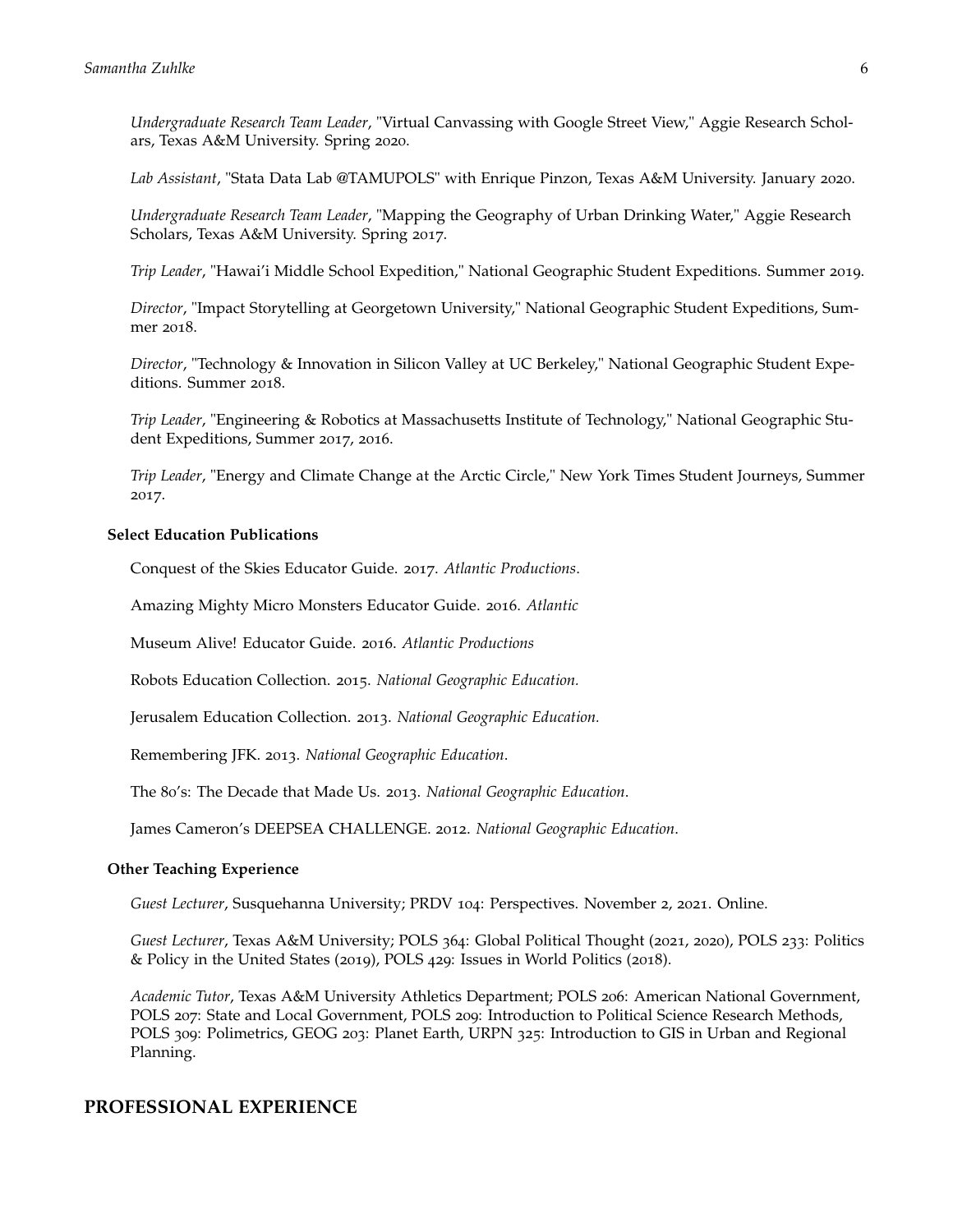*Undergraduate Research Team Leader*, "Virtual Canvassing with Google Street View," Aggie Research Scholars, Texas A&M University. Spring 2020.

*Lab Assistant*, "Stata Data Lab @TAMUPOLS" with Enrique Pinzon, Texas A&M University. January 2020.

*Undergraduate Research Team Leader*, "Mapping the Geography of Urban Drinking Water," Aggie Research Scholars, Texas A&M University. Spring 2017.

*Trip Leader*, "Hawai'i Middle School Expedition," National Geographic Student Expeditions. Summer 2019.

*Director*, "Impact Storytelling at Georgetown University," National Geographic Student Expeditions, Summer 2018.

*Director*, "Technology & Innovation in Silicon Valley at UC Berkeley," National Geographic Student Expeditions. Summer 2018.

*Trip Leader*, "Engineering & Robotics at Massachusetts Institute of Technology," National Geographic Student Expeditions, Summer 2017, 2016.

*Trip Leader*, "Energy and Climate Change at the Arctic Circle," New York Times Student Journeys, Summer 2017.

### Select Education Publications

Conquest of the Skies Educator Guide. 2017. *Atlantic Productions*.

Amazing Mighty Micro Monsters Educator Guide. 2016. *Atlantic*

Museum Alive! Educator Guide. 2016. *Atlantic Productions*

Robots Education Collection. 2015. *National Geographic Education.*

Jerusalem Education Collection. 2013. *National Geographic Education.*

Remembering JFK. 2013. *National Geographic Education*.

The 80's: The Decade that Made Us. 2013. *National Geographic Education*.

James Cameron's DEEPSEA CHALLENGE. 2012. *National Geographic Education*.

### Other Teaching Experience

*Guest Lecturer*, Susquehanna University; PRDV 104: Perspectives. November 2, 2021. Online.

*Guest Lecturer*, Texas A&M University; POLS 364: Global Political Thought (2021, 2020), POLS 233: Politics & Policy in the United States (2019), POLS 429: Issues in World Politics (2018).

*Academic Tutor*, Texas A&M University Athletics Department; POLS 206: American National Government, POLS 207: State and Local Government, POLS 209: Introduction to Political Science Research Methods, POLS 309: Polimetrics, GEOG 203: Planet Earth, URPN 325: Introduction to GIS in Urban and Regional Planning.

## PROFESSIONAL EXPERIENCE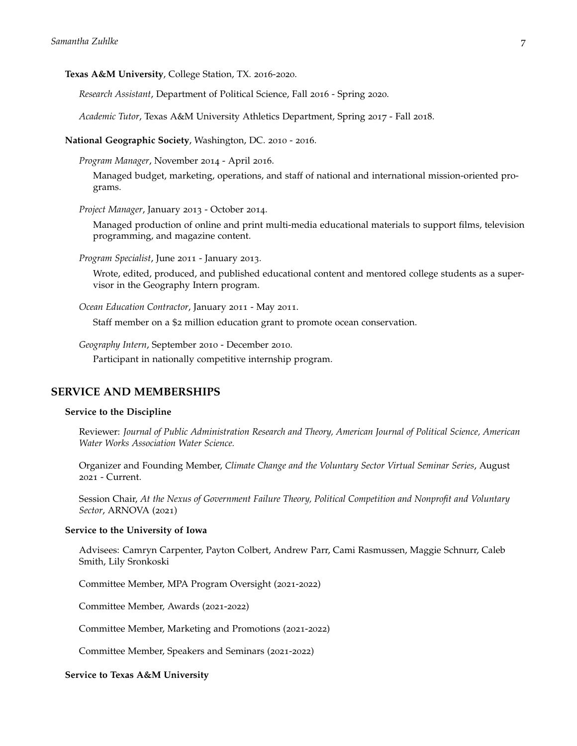**Texas A&M University**, College Station, TX. 2016-2020.

*Research Assistant*, Department of Political Science, Fall 2016 - Spring 2020.

*Academic Tutor*, Texas A&M University Athletics Department, Spring 2017 - Fall 2018.

**National Geographic Society**, Washington, DC. 2010 - 2016.

*Program Manager*, November 2014 - April 2016.

Managed budget, marketing, operations, and staff of national and international mission-oriented programs.

*Project Manager*, January 2013 - October 2014.

Managed production of online and print multi-media educational materials to support films, television programming, and magazine content.

*Program Specialist*, June 2011 - January 2013.

Wrote, edited, produced, and published educational content and mentored college students as a supervisor in the Geography Intern program.

*Ocean Education Contractor*, January 2011 - May 2011.

Staff member on a $2 million education grant to promote ocean conservation.

*Geography Intern*, September 2010 - December 2010.

Participant in nationally competitive internship program.

## SERVICE AND MEMBERSHIPS

**Service to the Discipline**

Reviewer: *Journal of Public Administration Research and Theory, American Journal of Political Science, American Water Works Association Water Science.*

Organizer and Founding Member, *Climate Change and the Voluntary Sector Virtual Seminar Series*, August 2021 - Current.

Session Chair, *At the Nexus of Government Failure Theory, Political Competition and Nonprofit and Voluntary Sector*, ARNOVA (2021)

**Service to the University of Iowa**

Advisees: Camryn Carpenter, Payton Colbert, Andrew Parr, Cami Rasmussen, Maggie Schnurr, Caleb Smith, Lily Sronkoski

Committee Member, MPA Program Oversight (2021-2022)

Committee Member, Awards (2021-2022)

Committee Member, Marketing and Promotions (2021-2022)

Committee Member, Speakers and Seminars (2021-2022)

**Service to Texas A&M University**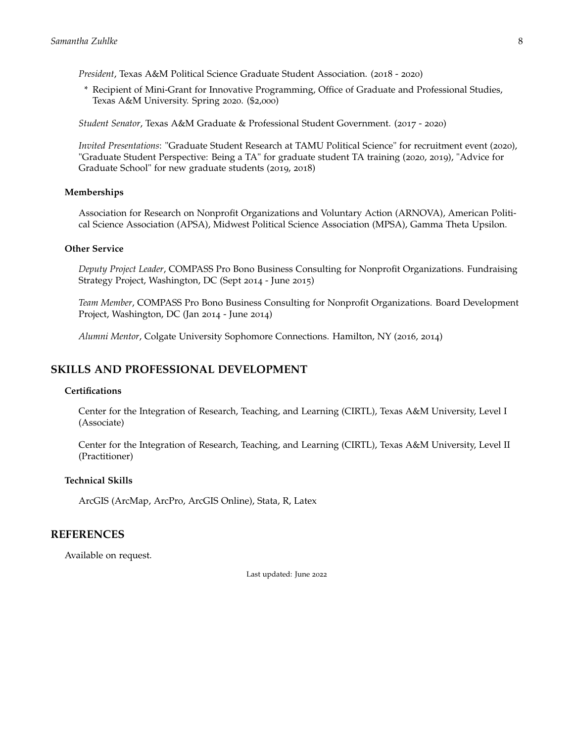*President*, Texas A&M Political Science Graduate Student Association. (2018 - 2020)

* Recipient of Mini-Grant for Innovative Programming, Office of Graduate and Professional Studies, Texas A&M University. Spring 2020. ($2,000)

*Student Senator*, Texas A&M Graduate & Professional Student Government. (2017 - 2020)

*Invited Presentations*: "Graduate Student Research at TAMU Political Science" for recruitment event (2020), "Graduate Student Perspective: Being a TA" for graduate student TA training (2020, 2019), "Advice for Graduate School" for new graduate students (2019, 2018)

### Memberships

Association for Research on Nonprofit Organizations and Voluntary Action (ARNOVA), American Political Science Association (APSA), Midwest Political Science Association (MPSA), Gamma Theta Upsilon.

### Other Service

*Deputy Project Leader*, COMPASS Pro Bono Business Consulting for Nonprofit Organizations. Fundraising Strategy Project, Washington, DC (Sept 2014 - June 2015)

*Team Member*, COMPASS Pro Bono Business Consulting for Nonprofit Organizations. Board Development Project, Washington, DC (Jan 2014 - June 2014)

*Alumni Mentor*, Colgate University Sophomore Connections. Hamilton, NY (2016, 2014)

## SKILLS AND PROFESSIONAL DEVELOPMENT

### Certifications

Center for the Integration of Research, Teaching, and Learning (CIRTL), Texas A&M University, Level I (Associate)

Center for the Integration of Research, Teaching, and Learning (CIRTL), Texas A&M University, Level II (Practitioner)

### Technical Skills

ArcGIS (ArcMap, ArcPro, ArcGIS Online), Stata, R, Latex

## REFERENCES

Available on request.

Last updated: June 2022